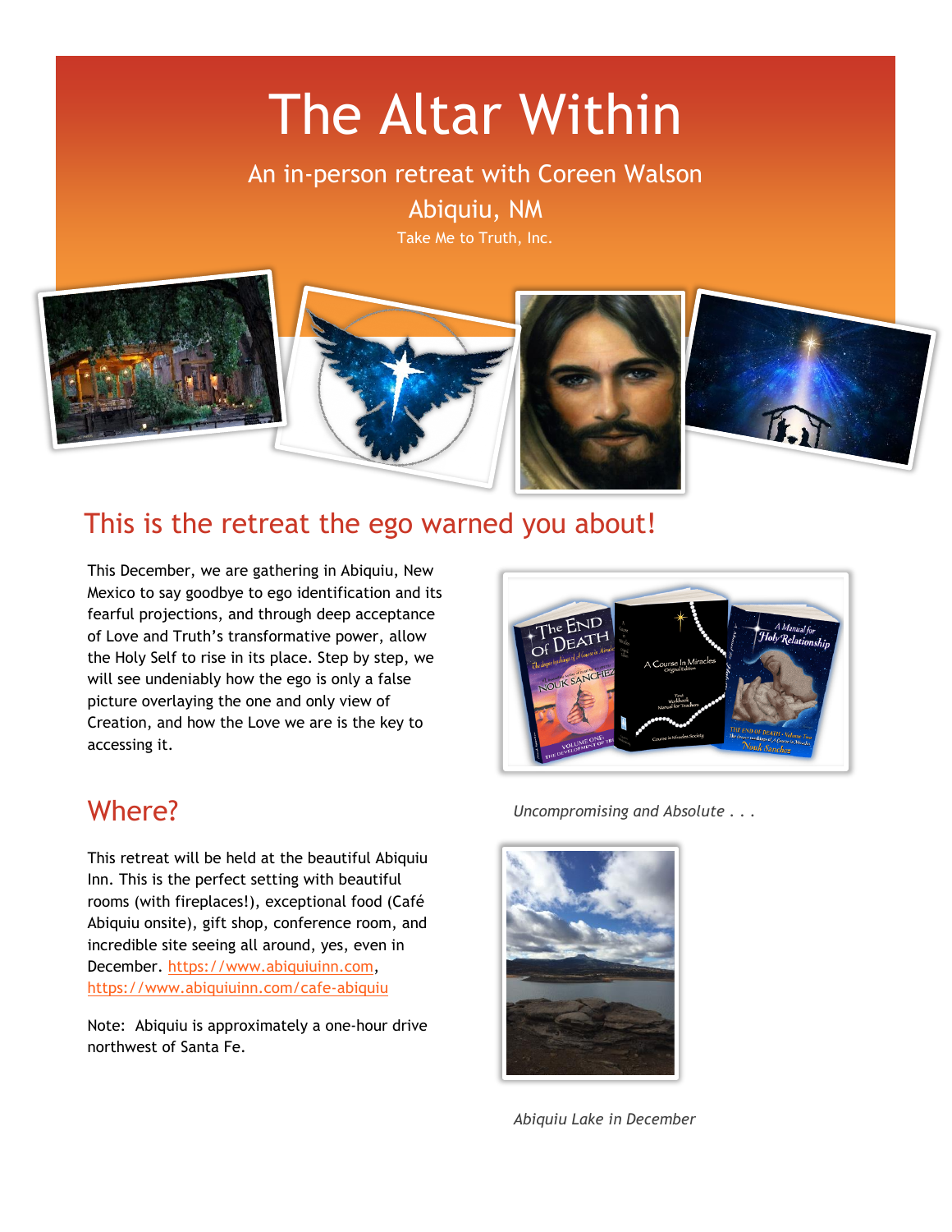# The Altar Within

An in-person retreat with Coreen Walson

Abiquiu, NM

Take Me to Truth, Inc.

## This is the retreat the ego warned you about!

This December, we are gathering in Abiquiu, New Mexico to say goodbye to ego identification and its fearful projections, and through deep acceptance of Love and Truth's transformative power, allow the Holy Self to rise in its place. Step by step, we will see undeniably how the ego is only a false picture overlaying the one and only view of Creation, and how the Love we are is the key to accessing it.

*Uncompromising and Absolute . . .*

## Where?

This retreat will be held at the beautiful Abiquiu Inn. This is the perfect setting with beautiful rooms (with fireplaces!), exceptional food (Café Abiquiu onsite), gift shop, conference room, and incredible site seeing all around, yes, even in December. https://www.abiquiuinn.com, https://www.abiquiuinn.com/cafe-abiquiu

Note: Abiquiu is approximately a one-hour drive northwest of Santa Fe.

*Abiquiu Lake in December*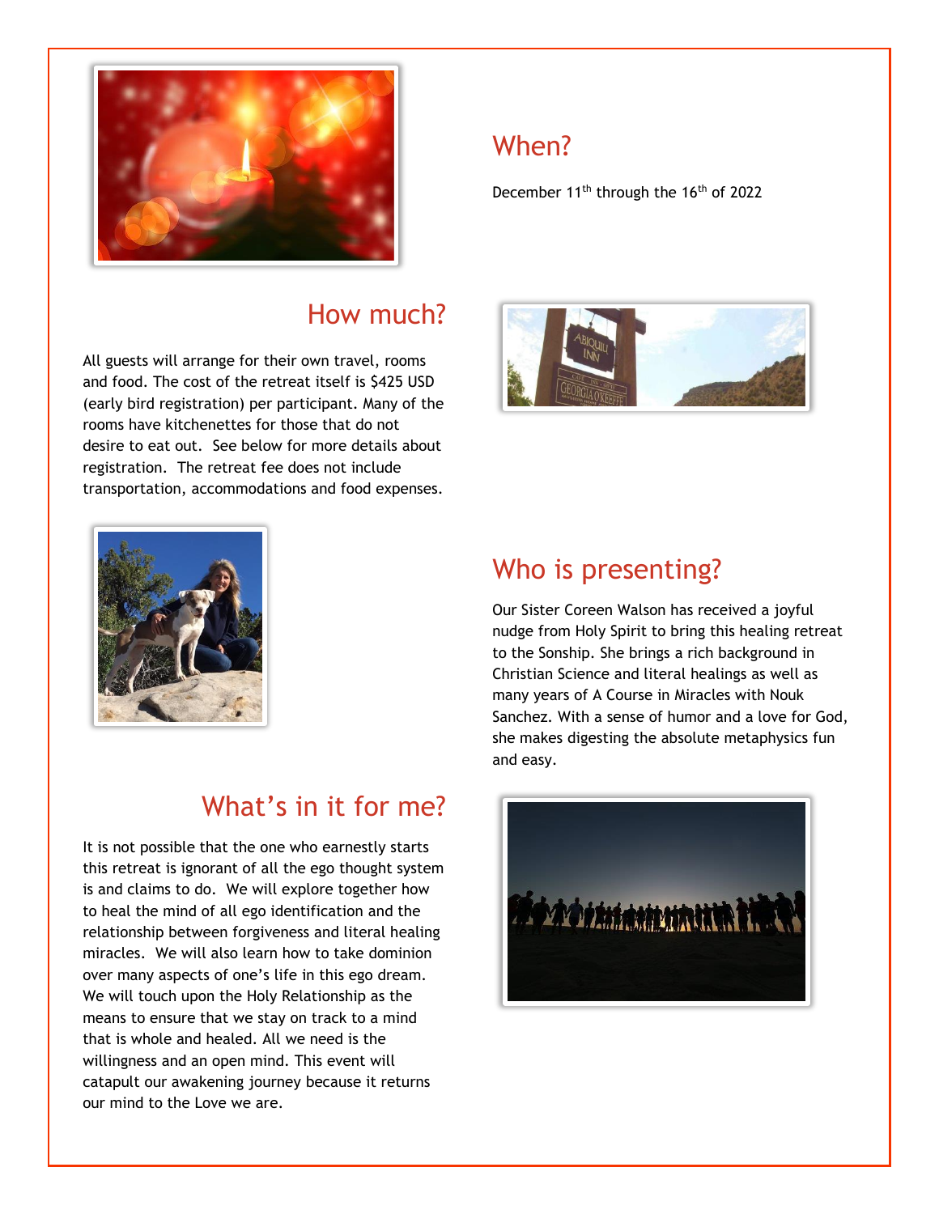## When?

December 11th through the 16th of 2022

## How much?

All guests will arrange for their own travel, rooms and food. The cost of the retreat itself is $425 USD (early bird registration) per participant. Many of the rooms have kitchenettes for those that do not desire to eat out. See below for more details about registration. The retreat fee does not include transportation, accommodations and food expenses.

## Who is presenting?

Our Sister Coreen Walson has received a joyful nudge from Holy Spirit to bring this healing retreat to the Sonship. She brings a rich background in Christian Science and literal healings as well as many years of A Course in Miracles with Nouk Sanchez. With a sense of humor and a love for God, she makes digesting the absolute metaphysics fun and easy.

## What's in it for me?

It is not possible that the one who earnestly starts this retreat is ignorant of all the ego thought system is and claims to do. We will explore together how to heal the mind of all ego identification and the relationship between forgiveness and literal healing miracles. We will also learn how to take dominion over many aspects of one's life in this ego dream. We will touch upon the Holy Relationship as the means to ensure that we stay on track to a mind that is whole and healed. All we need is the willingness and an open mind. This event will catapult our awakening journey because it returns our mind to the Love we are.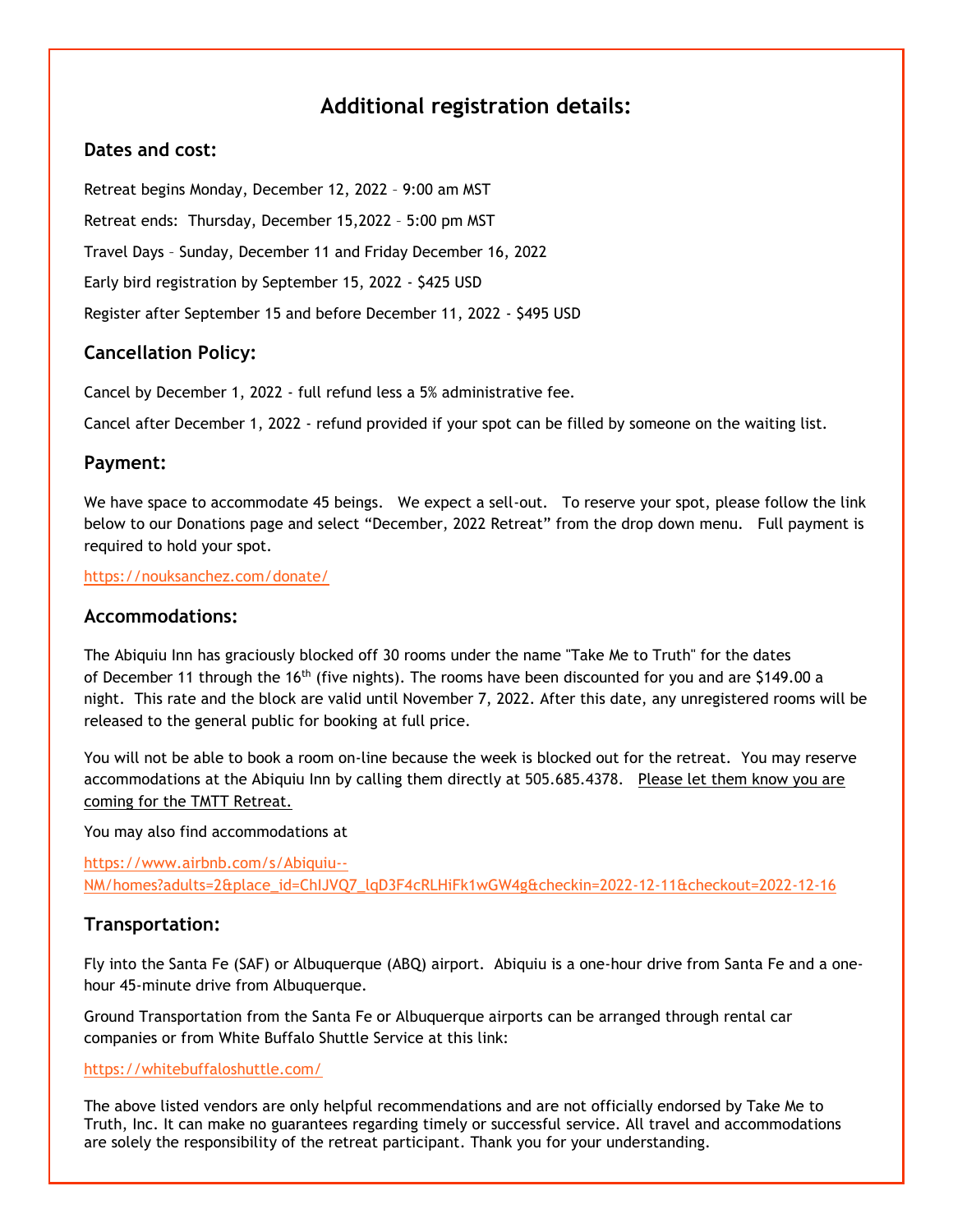# Additional registration details:

## Dates and cost:

Retreat begins Monday, December 12, 2022 – 9:00 am MST

Retreat ends: Thursday, December 15,2022 – 5:00 pm MST

Travel Days – Sunday, December 11 and Friday December 16, 2022

Early bird registration by September 15, 2022 - $425 USD

Register after September 15 and before December 11, 2022 - $495 USD

## Cancellation Policy:

Cancel by December 1, 2022 - full refund less a 5% administrative fee.

Cancel after December 1, 2022 - refund provided if your spot can be filled by someone on the waiting list.

## Payment:

We have space to accommodate 45 beings. We expect a sell-out. To reserve your spot, please follow the link below to our Donations page and select "December, 2022 Retreat" from the drop down menu. Full payment is required to hold your spot.

https://nouksanchez.com/donate/

## Accommodations:

The Abiquiu Inn has graciously blocked off 30 rooms under the name "Take Me to Truth" for the dates of December 11 through the 16th (five nights). The rooms have been discounted for you and are $149.00 a night. This rate and the block are valid until November 7, 2022. After this date, any unregistered rooms will be released to the general public for booking at full price.

You will not be able to book a room on-line because the week is blocked out for the retreat. You may reserve accommodations at the Abiquiu Inn by calling them directly at 505.685.4378. Please let them know you are coming for the TMTT Retreat.

You may also find accommodations at

https://www.airbnb.com/s/Abiquiu--NM/homes?adults=2&place_id=ChIJVQ7_lqD3F4cRLHiFk1wGW4g&checkin=2022-12-11&checkout=2022-12-16

## Transportation:

Fly into the Santa Fe (SAF) or Albuquerque (ABQ) airport. Abiquiu is a one-hour drive from Santa Fe and a one-hour 45-minute drive from Albuquerque.

Ground Transportation from the Santa Fe or Albuquerque airports can be arranged through rental car companies or from White Buffalo Shuttle Service at this link:

https://whitebuffaloshuttle.com/

The above listed vendors are only helpful recommendations and are not officially endorsed by Take Me to Truth, Inc. It can make no guarantees regarding timely or successful service. All travel and accommodations are solely the responsibility of the retreat participant. Thank you for your understanding.